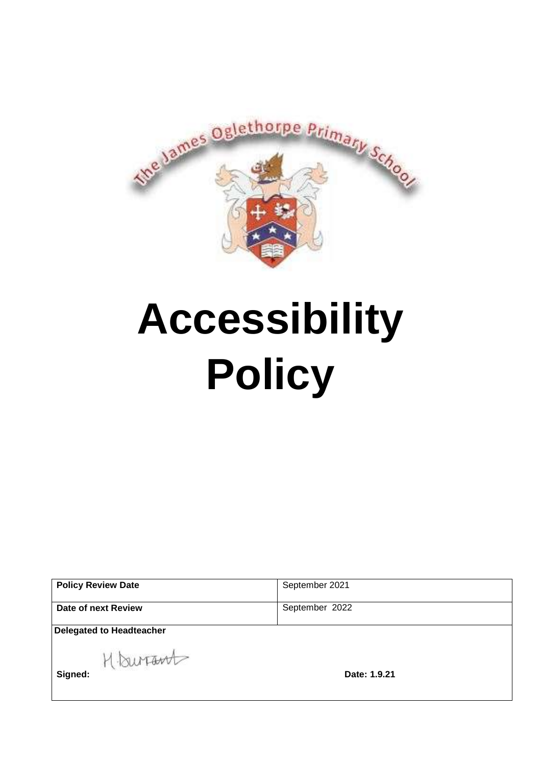The James Oglethorpe Primary School

# Accessibility Policy

| Policy Review Date | September 2021 |
|---|---|
| Date of next Review | September 2022 |
| **Delegated to Headteacher** | |
| **Signed:** H Durrant | **Date: 1.9.21** |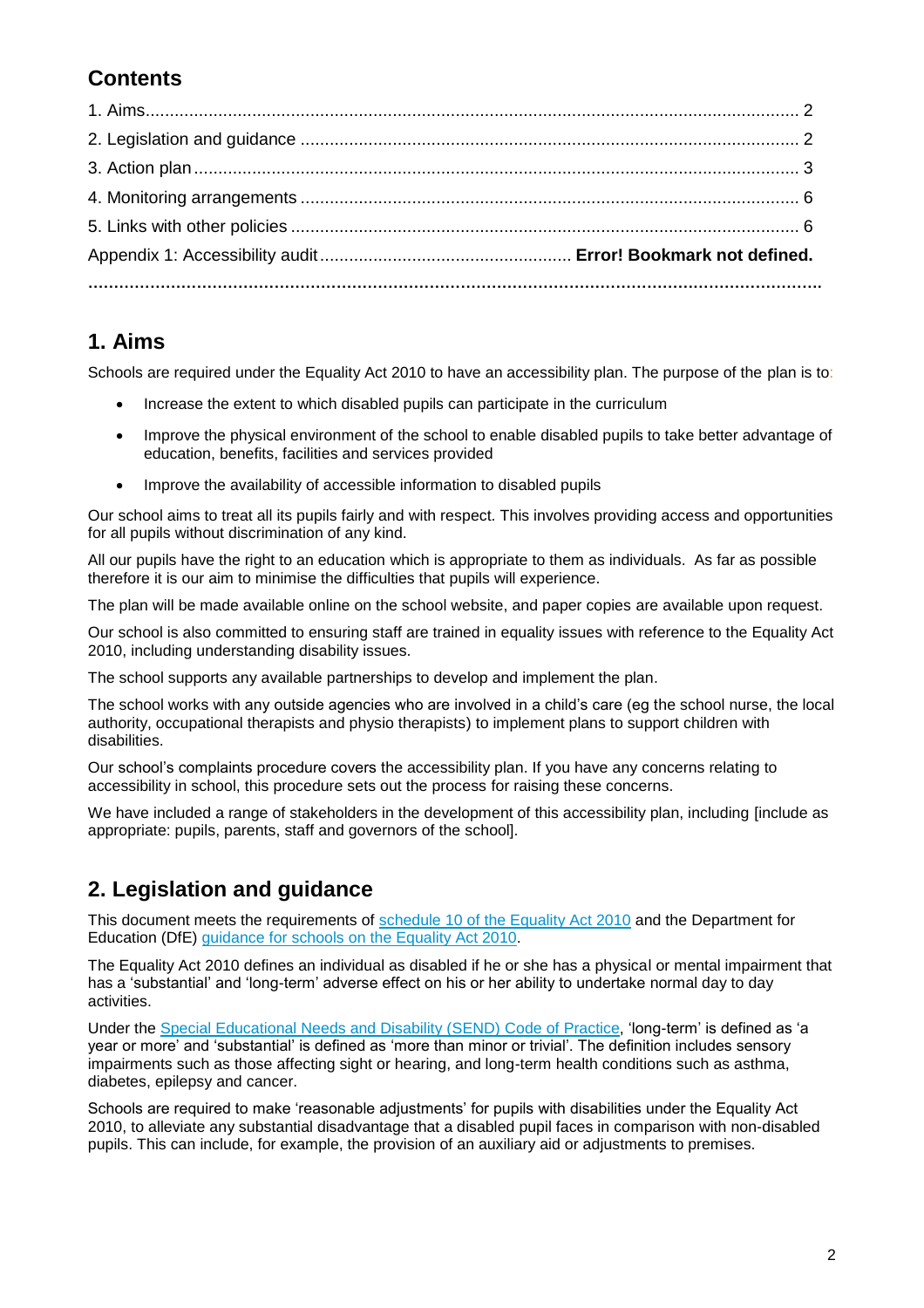## Contents

1. Aims ........................................................................................................................ 2
2. Legislation and guidance ........................................................................................ 2
3. Action plan ............................................................................................................. 3
4. Monitoring arrangements ........................................................................................ 6
5. Links with other policies .......................................................................................... 6

Appendix 1: Accessibility audit .................................................... **Error! Bookmark not defined.**

**.................................................................................................................................**

## 1. Aims

Schools are required under the Equality Act 2010 to have an accessibility plan. The purpose of the plan is to:

- Increase the extent to which disabled pupils can participate in the curriculum
- Improve the physical environment of the school to enable disabled pupils to take better advantage of education, benefits, facilities and services provided
- Improve the availability of accessible information to disabled pupils

Our school aims to treat all its pupils fairly and with respect. This involves providing access and opportunities for all pupils without discrimination of any kind.

All our pupils have the right to an education which is appropriate to them as individuals. As far as possible therefore it is our aim to minimise the difficulties that pupils will experience.

The plan will be made available online on the school website, and paper copies are available upon request.

Our school is also committed to ensuring staff are trained in equality issues with reference to the Equality Act 2010, including understanding disability issues.

The school supports any available partnerships to develop and implement the plan.

The school works with any outside agencies who are involved in a child's care (eg the school nurse, the local authority, occupational therapists and physio therapists) to implement plans to support children with disabilities.

Our school's complaints procedure covers the accessibility plan. If you have any concerns relating to accessibility in school, this procedure sets out the process for raising these concerns.

We have included a range of stakeholders in the development of this accessibility plan, including [include as appropriate: pupils, parents, staff and governors of the school].

## 2. Legislation and guidance

This document meets the requirements of schedule 10 of the Equality Act 2010 and the Department for Education (DfE) guidance for schools on the Equality Act 2010.

The Equality Act 2010 defines an individual as disabled if he or she has a physical or mental impairment that has a 'substantial' and 'long-term' adverse effect on his or her ability to undertake normal day to day activities.

Under the Special Educational Needs and Disability (SEND) Code of Practice, 'long-term' is defined as 'a year or more' and 'substantial' is defined as 'more than minor or trivial'. The definition includes sensory impairments such as those affecting sight or hearing, and long-term health conditions such as asthma, diabetes, epilepsy and cancer.

Schools are required to make 'reasonable adjustments' for pupils with disabilities under the Equality Act 2010, to alleviate any substantial disadvantage that a disabled pupil faces in comparison with non-disabled pupils. This can include, for example, the provision of an auxiliary aid or adjustments to premises.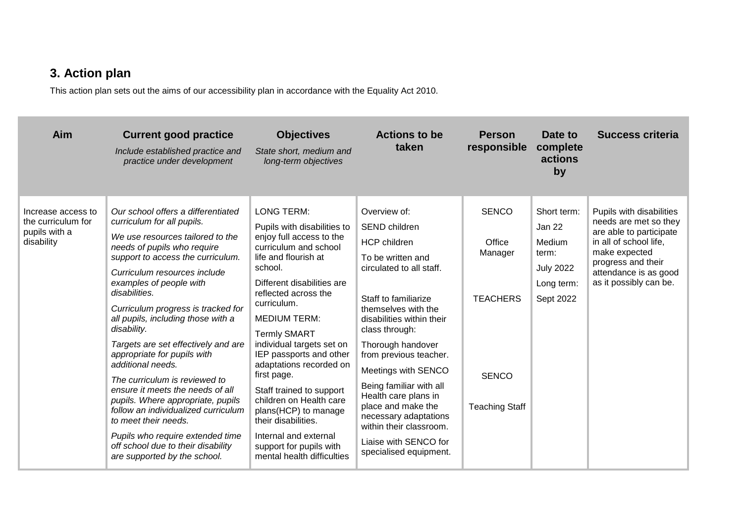## 3. Action plan

This action plan sets out the aims of our accessibility plan in accordance with the Equality Act 2010.

| Aim | Current good practice<br>*Include established practice and practice under development* | Objectives<br>*State short, medium and long-term objectives* | Actions to be taken | Person responsible | Date to complete actions by | Success criteria |
|---|---|---|---|---|---|---|
| Increase access to the curriculum for pupils with a disability | *Our school offers a differentiated curriculum for all pupils.*<br>*We use resources tailored to the needs of pupils who require support to access the curriculum.*<br>*Curriculum resources include examples of people with disabilities.*<br>*Curriculum progress is tracked for all pupils, including those with a disability.*<br>*Targets are set effectively and are appropriate for pupils with additional needs.*<br>*The curriculum is reviewed to ensure it meets the needs of all pupils. Where appropriate, pupils follow an individualized curriculum to meet their needs.*<br>*Pupils who require extended time off school due to their disability are supported by the school.* | LONG TERM:<br>Pupils with disabilities to enjoy full access to the curriculum and school life and flourish at school.<br>Different disabilities are reflected across the curriculum.<br>MEDIUM TERM:<br>Termly SMART individual targets set on IEP passports and other adaptations recorded on first page.<br>Staff trained to support children on Health care plans(HCP) to manage their disabilities.<br>Internal and external support for pupils with mental health difficulties | Overview of:<br>SEND children<br>HCP children<br>To be written and circulated to all staff.<br>Staff to familiarize themselves with the disabilities within their class through:<br>Thorough handover from previous teacher.<br>Meetings with SENCO<br>Being familiar with all Health care plans in place and make the necessary adaptations within their classroom.<br>Liaise with SENCO for specialised equipment. | SENCO<br>Office Manager<br>TEACHERS<br>SENCO<br>Teaching Staff | Short term:<br>Jan 22<br>Medium term:<br>July 2022<br>Long term:<br>Sept 2022 | Pupils with disabilities needs are met so they are able to participate in all of school life, make expected progress and their attendance is as good as it possibly can be. |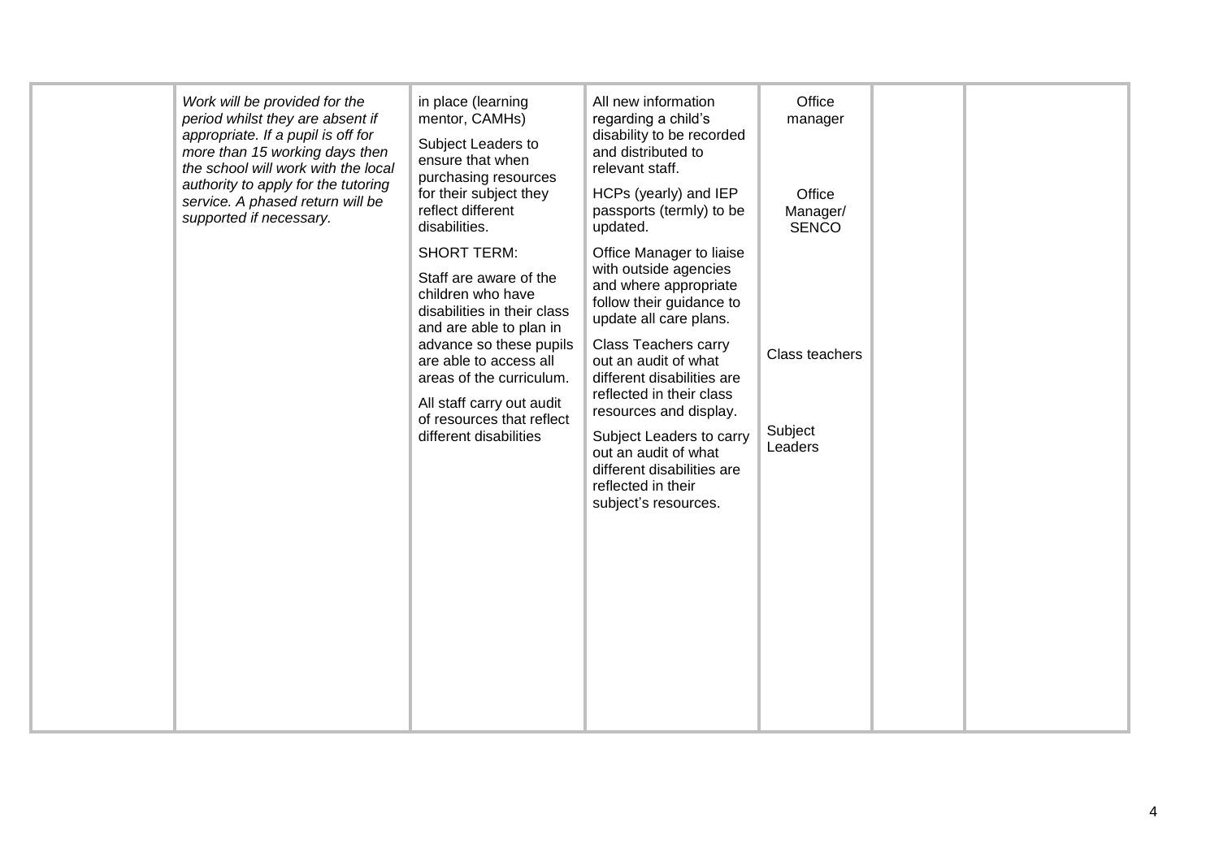| | | | | | | |
|---|---|---|---|---|---|---|
| | *Work will be provided for the period whilst they are absent if appropriate. If a pupil is off for more than 15 working days then the school will work with the local authority to apply for the tutoring service. A phased return will be supported if necessary.* | in place (learning mentor, CAMHs)<br><br>Subject Leaders to ensure that when purchasing resources for their subject they reflect different disabilities.<br><br>SHORT TERM:<br><br>Staff are aware of the children who have disabilities in their class and are able to plan in advance so these pupils are able to access all areas of the curriculum.<br><br>All staff carry out audit of resources that reflect different disabilities | All new information regarding a child's disability to be recorded and distributed to relevant staff.<br><br>HCPs (yearly) and IEP passports (termly) to be updated.<br><br>Office Manager to liaise with outside agencies and where appropriate follow their guidance to update all care plans.<br><br>Class Teachers carry out an audit of what different disabilities are reflected in their class resources and display.<br><br>Subject Leaders to carry out an audit of what different disabilities are reflected in their subject's resources. | Office manager<br><br>Office Manager/ SENCO<br><br>Class teachers<br><br>Subject Leaders | | |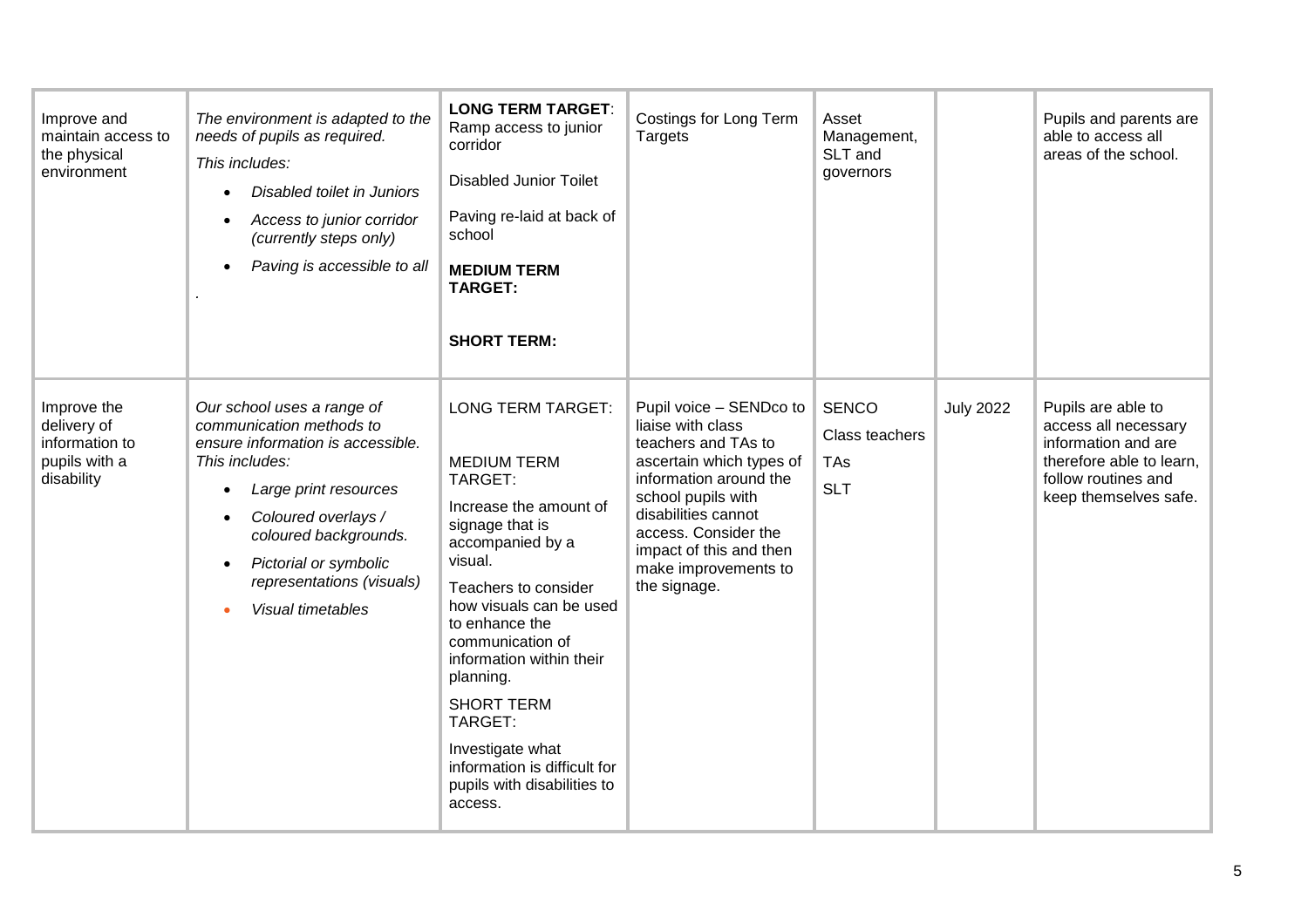| | | | | | | |
|---|---|---|---|---|---|---|
| Improve and maintain access to the physical environment | *The environment is adapted to the needs of pupils as required.*<br>*This includes:*<br>• *Disabled toilet in Juniors*<br>• *Access to junior corridor (currently steps only)*<br>• *Paving is accessible to all*<br>. | **LONG TERM TARGET**: Ramp access to junior corridor<br>Disabled Junior Toilet<br>Paving re-laid at back of school<br>**MEDIUM TERM TARGET:**<br>**SHORT TERM:** | Costings for Long Term Targets | Asset Management, SLT and governors | | Pupils and parents are able to access all areas of the school. |
| Improve the delivery of information to pupils with a disability | *Our school uses a range of communication methods to ensure information is accessible.*<br>*This includes:*<br>• *Large print resources*<br>• *Coloured overlays / coloured backgrounds.*<br>• *Pictorial or symbolic representations (visuals)*<br>• *Visual timetables* | LONG TERM TARGET:<br>MEDIUM TERM TARGET:<br>Increase the amount of signage that is accompanied by a visual.<br>Teachers to consider how visuals can be used to enhance the communication of information within their planning.<br>SHORT TERM TARGET:<br>Investigate what information is difficult for pupils with disabilities to access. | Pupil voice – SENDco to liaise with class teachers and TAs to ascertain which types of information around the school pupils with disabilities cannot access. Consider the impact of this and then make improvements to the signage. | SENCO<br>Class teachers<br>TAs<br>SLT | July 2022 | Pupils are able to access all necessary information and are therefore able to learn, follow routines and keep themselves safe. |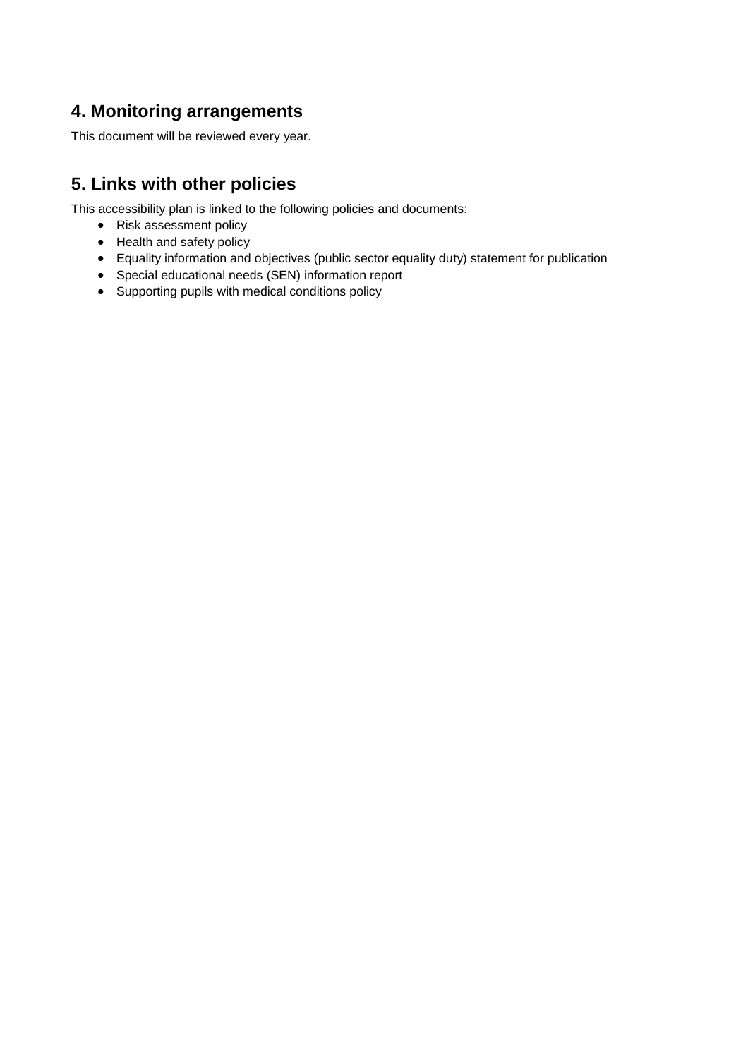## 4. Monitoring arrangements

This document will be reviewed every year.

## 5. Links with other policies

This accessibility plan is linked to the following policies and documents:

- Risk assessment policy
- Health and safety policy
- Equality information and objectives (public sector equality duty) statement for publication
- Special educational needs (SEN) information report
- Supporting pupils with medical conditions policy